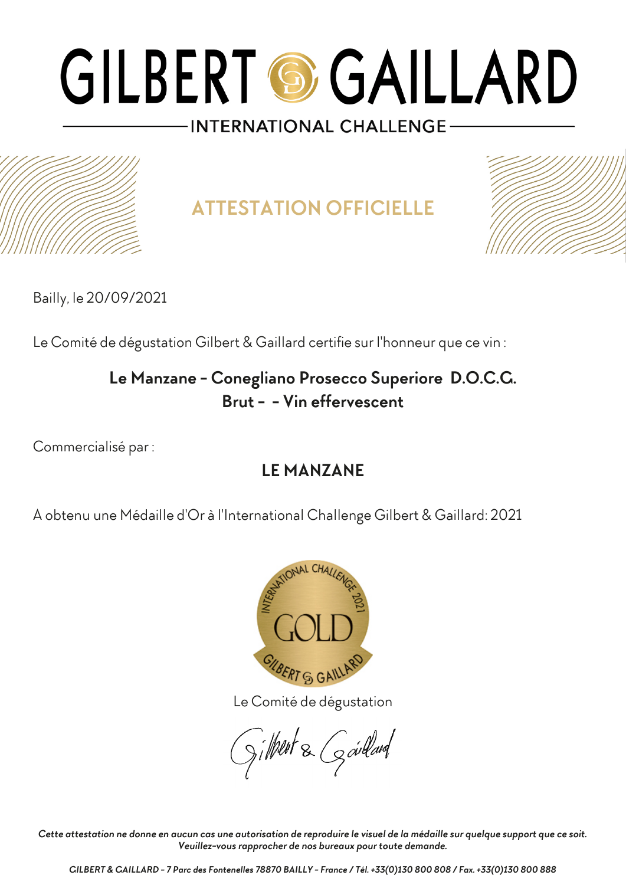# GILBERT GAILLARD

INTERNATIONAL CHALLENGE

## ATTESTATION OFFICIELLE

Bailly, le 20/09/2021

Le Comité de dégustation Gilbert & Gaillard certifie sur l'honneur que ce vin :

**Le Manzane - Conegliano Prosecco Superiore D.O.C.G.**
**Brut - - Vin effervescent**

Commercialisé par :

**LE MANZANE**

A obtenu une Médaille d'Or à l'International Challenge Gilbert & Gaillard: 2021

Le Comité de dégustation

Gilbert & Gaillard

*Cette attestation ne donne en aucun cas une autorisation de reproduire le visuel de la médaille sur quelque support que ce soit. Veuillez-vous rapprocher de nos bureaux pour toute demande.*

*GILBERT & GAILLARD - 7 Parc des Fontenelles 78870 BAILLY - France / Tél. +33(0)130 800 808 / Fax. +33(0)130 800 888*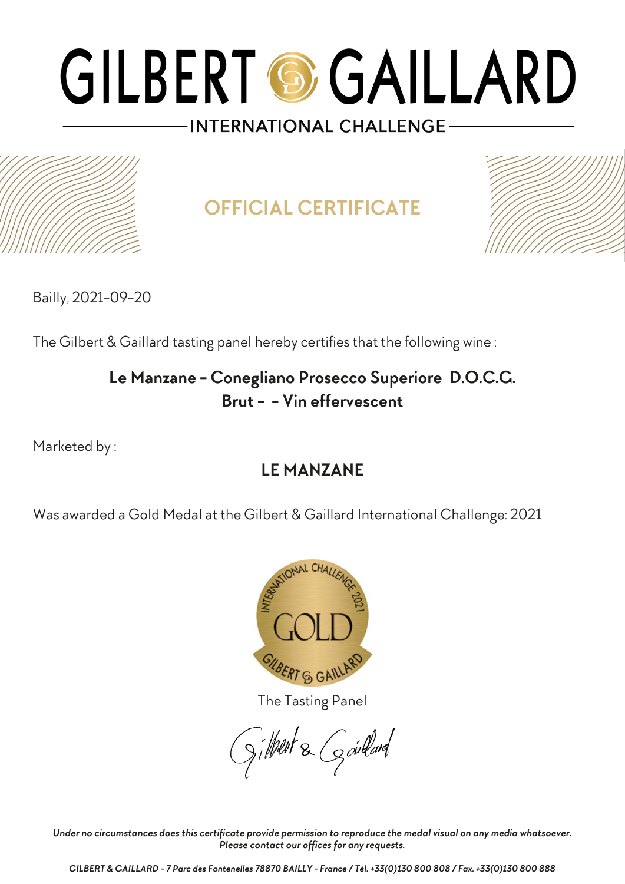# GILBERT & GAILLARD

INTERNATIONAL CHALLENGE

## OFFICIAL CERTIFICATE

Bailly, 2021-09-20

The Gilbert & Gaillard tasting panel hereby certifies that the following wine :

**Le Manzane - Conegliano Prosecco Superiore D.O.C.G.**
**Brut - - Vin effervescent**

Marketed by :

**LE MANZANE**

Was awarded a Gold Medal at the Gilbert & Gaillard International Challenge: 2021

The Tasting Panel

Gilbert & Gaillard

*Under no circumstances does this certificate provide permission to reproduce the medal visual on any media whatsoever.*
*Please contact our offices for any requests.*

*GILBERT & GAILLARD - 7 Parc des Fontenelles 78870 BAILLY - France / Tél. +33(0)130 800 808 / Fax. +33(0)130 800 888*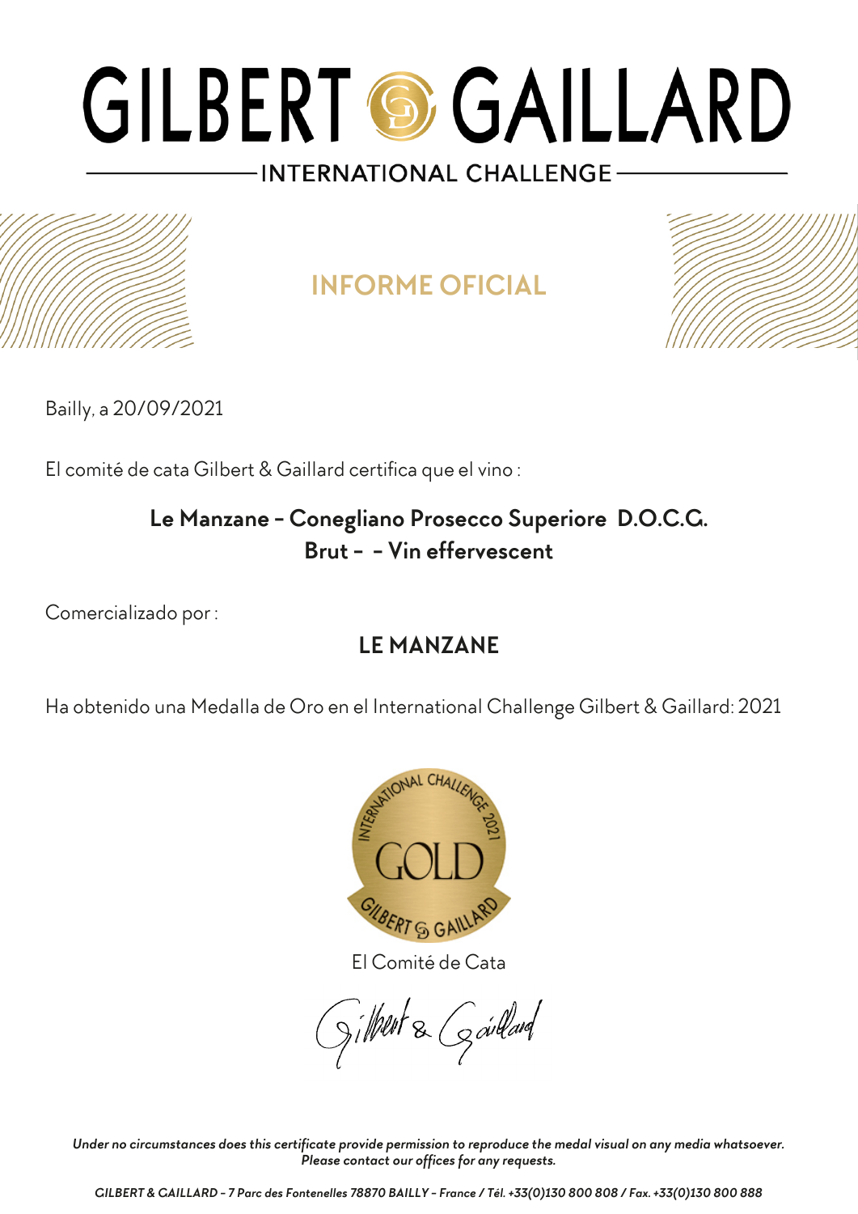# GILBERT & GAILLARD

INTERNATIONAL CHALLENGE

## INFORME OFICIAL

Bailly, a 20/09/2021

El comité de cata Gilbert & Gaillard certifica que el vino :

**Le Manzane - Conegliano Prosecco Superiore D.O.C.G.**
**Brut - - Vin effervescent**

Comercializado por :

**LE MANZANE**

Ha obtenido una Medalla de Oro en el International Challenge Gilbert & Gaillard: 2021

El Comité de Cata

Gilbert & Gaillard

*Under no circumstances does this certificate provide permission to reproduce the medal visual on any media whatsoever.*
*Please contact our offices for any requests.*

*GILBERT & GAILLARD - 7 Parc des Fontenelles 78870 BAILLY - France / Tél. +33(0)130 800 808 / Fax. +33(0)130 800 888*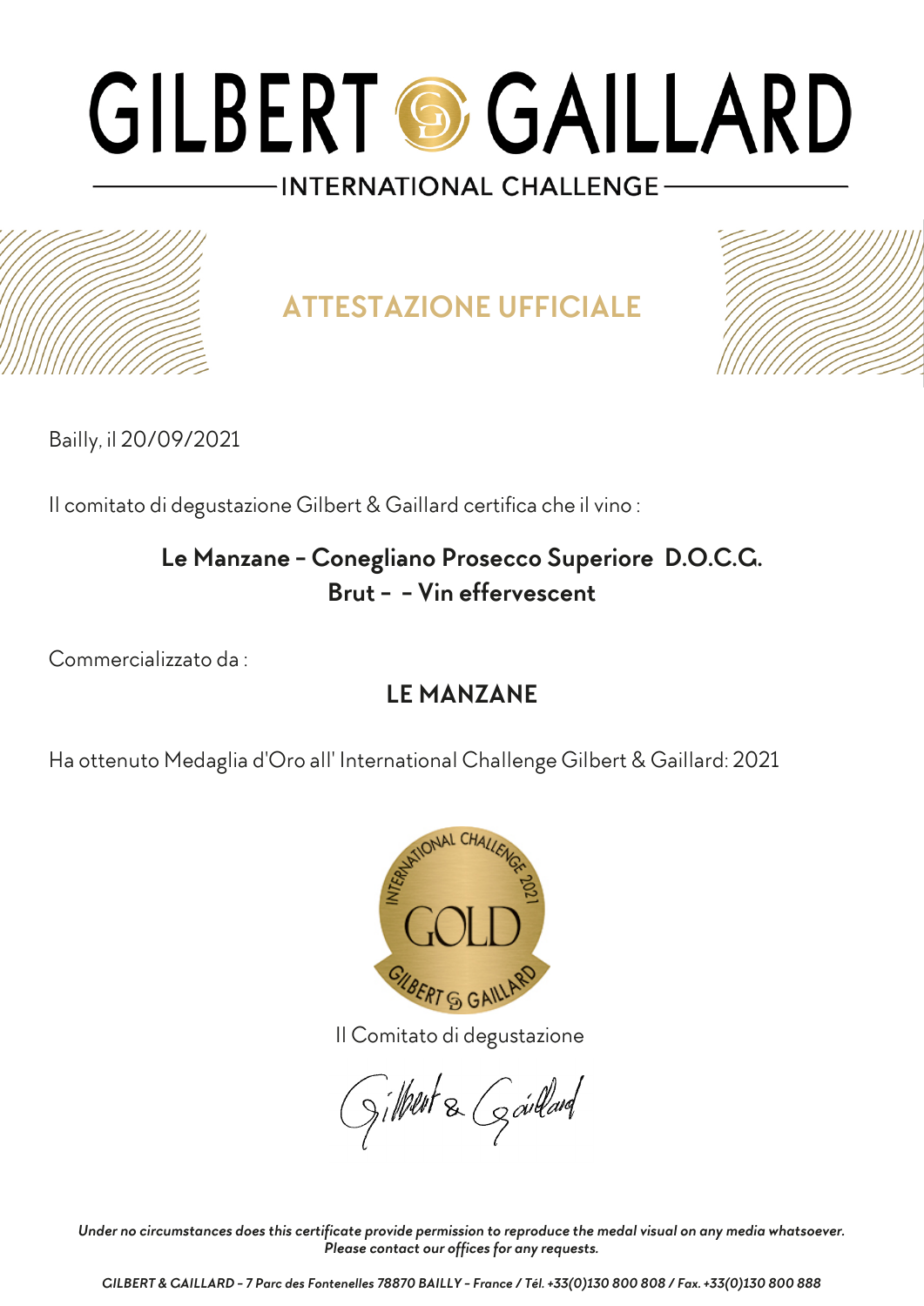# GILBERT GAILLARD

INTERNATIONAL CHALLENGE

## ATTESTAZIONE UFFICIALE

Bailly, il 20/09/2021

Il comitato di degustazione Gilbert & Gaillard certifica che il vino :

**Le Manzane - Conegliano Prosecco Superiore D.O.C.G.**
**Brut - - Vin effervescent**

Commercializzato da :

**LE MANZANE**

Ha ottenuto Medaglia d'Oro all' International Challenge Gilbert & Gaillard: 2021

Il Comitato di degustazione

*Under no circumstances does this certificate provide permission to reproduce the medal visual on any media whatsoever.*
*Please contact our offices for any requests.*

*GILBERT & GAILLARD - 7 Parc des Fontenelles 78870 BAILLY - France / Tél. +33(0)130 800 808 / Fax. +33(0)130 800 888*